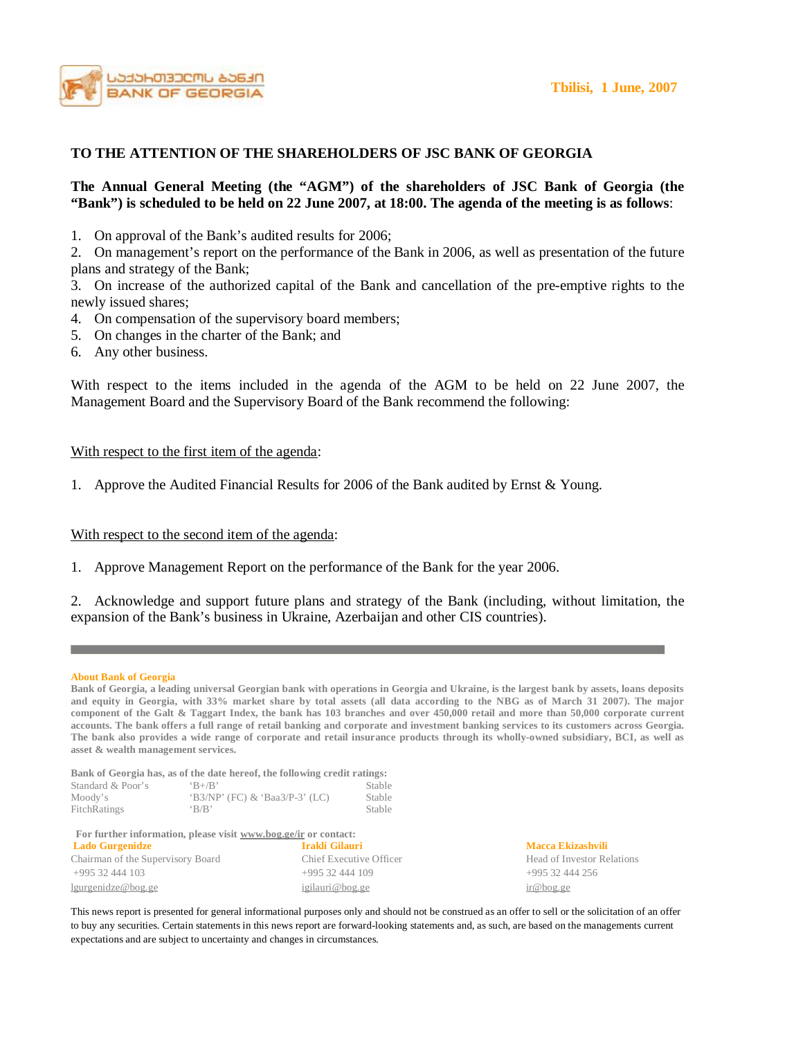BANK OF GEORGIA

**Tbilisi, 1 June, 2007**

**TO THE ATTENTION OF THE SHAREHOLDERS OF JSC BANK OF GEORGIA**

**The Annual General Meeting (the "AGM") of the shareholders of JSC Bank of Georgia (the "Bank") is scheduled to be held on 22 June 2007, at 18:00. The agenda of the meeting is as follows**:

1. On approval of the Bank's audited results for 2006;
2. On management's report on the performance of the Bank in 2006, as well as presentation of the future plans and strategy of the Bank;
3. On increase of the authorized capital of the Bank and cancellation of the pre-emptive rights to the newly issued shares;
4. On compensation of the supervisory board members;
5. On changes in the charter of the Bank; and
6. Any other business.

With respect to the items included in the agenda of the AGM to be held on 22 June 2007, the Management Board and the Supervisory Board of the Bank recommend the following:

<u>With respect to the first item of the agenda</u>:

1. Approve the Audited Financial Results for 2006 of the Bank audited by Ernst & Young.

<u>With respect to the second item of the agenda</u>:

1. Approve Management Report on the performance of the Bank for the year 2006.

2. Acknowledge and support future plans and strategy of the Bank (including, without limitation, the expansion of the Bank's business in Ukraine, Azerbaijan and other CIS countries).

---

**About Bank of Georgia**

**Bank of Georgia, a leading universal Georgian bank with operations in Georgia and Ukraine, is the largest bank by assets, loans deposits and equity in Georgia, with 33% market share by total assets (all data according to the NBG as of March 31 2007). The major component of the Galt & Taggart Index, the bank has 103 branches and over 450,000 retail and more than 50,000 corporate current accounts. The bank offers a full range of retail banking and corporate and investment banking services to its customers across Georgia. The bank also provides a wide range of corporate and retail insurance products through its wholly-owned subsidiary, BCI, as well as asset & wealth management services.**

**Bank of Georgia has, as of the date hereof, the following credit ratings:**

| | | |
|---|---|---|
| Standard & Poor's | 'B+/B' | Stable |
| Moody's | 'B3/NP' (FC) & 'Baa3/P-3' (LC) | Stable |
| FitchRatings | 'B/B' | Stable |

**For further information, please visit www.bog.ge/ir or contact:**

**Lado Gurgenidze**
Chairman of the Supervisory Board
+995 32 444 103
lgurgenidze@bog.ge

**Irakli Gilauri**
Chief Executive Officer
+995 32 444 109
igilauri@bog.ge

**Macca Ekizashvili**
Head of Investor Relations
+995 32 444 256
ir@bog.ge

This news report is presented for general informational purposes only and should not be construed as an offer to sell or the solicitation of an offer to buy any securities. Certain statements in this news report are forward-looking statements and, as such, are based on the managements current expectations and are subject to uncertainty and changes in circumstances.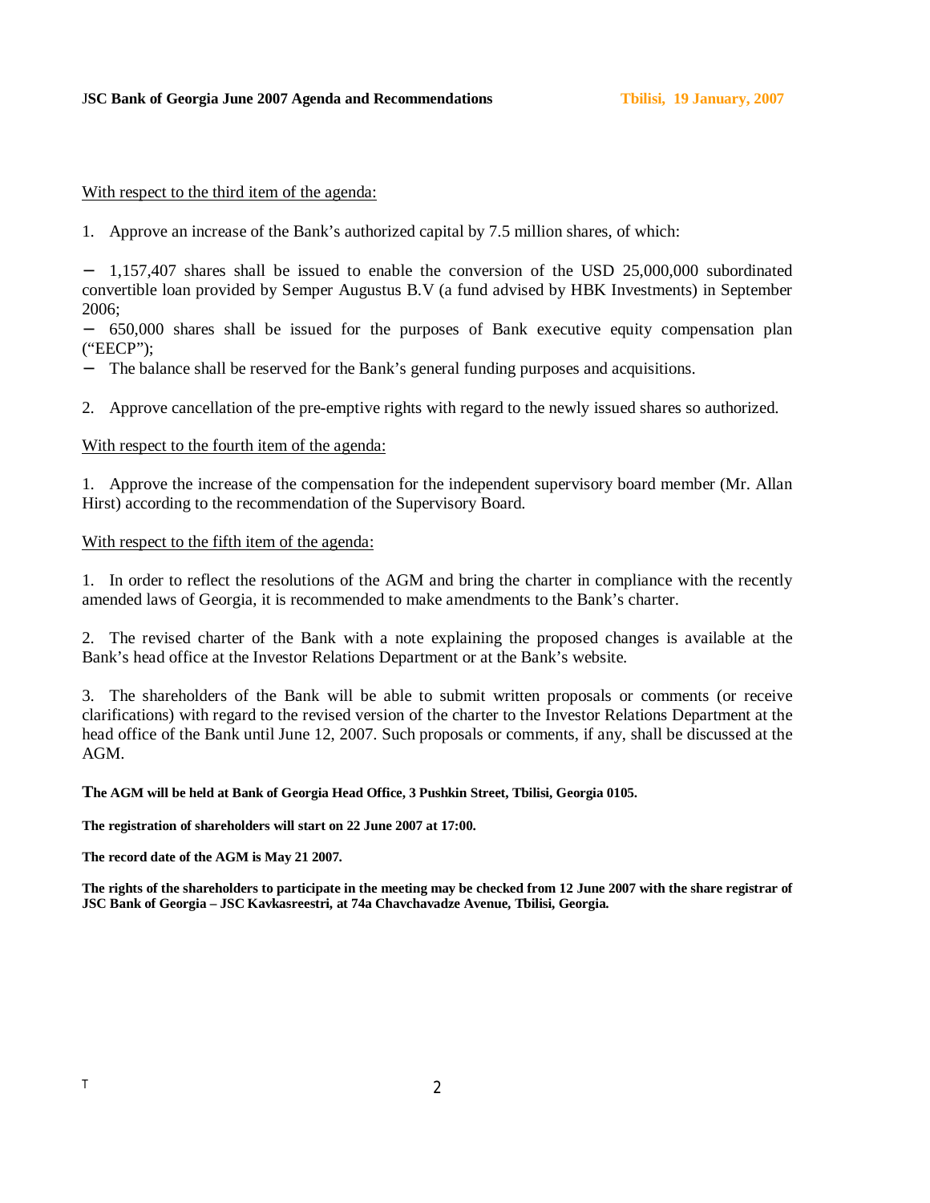With respect to the third item of the agenda:

1. Approve an increase of the Bank's authorized capital by 7.5 million shares, of which:

- 1,157,407 shares shall be issued to enable the conversion of the USD 25,000,000 subordinated convertible loan provided by Semper Augustus B.V (a fund advised by HBK Investments) in September 2006;
- 650,000 shares shall be issued for the purposes of Bank executive equity compensation plan ("EECP");
- The balance shall be reserved for the Bank's general funding purposes and acquisitions.

2. Approve cancellation of the pre-emptive rights with regard to the newly issued shares so authorized.

With respect to the fourth item of the agenda:

1. Approve the increase of the compensation for the independent supervisory board member (Mr. Allan Hirst) according to the recommendation of the Supervisory Board.

With respect to the fifth item of the agenda:

1. In order to reflect the resolutions of the AGM and bring the charter in compliance with the recently amended laws of Georgia, it is recommended to make amendments to the Bank's charter.

2. The revised charter of the Bank with a note explaining the proposed changes is available at the Bank's head office at the Investor Relations Department or at the Bank's website.

3. The shareholders of the Bank will be able to submit written proposals or comments (or receive clarifications) with regard to the revised version of the charter to the Investor Relations Department at the head office of the Bank until June 12, 2007. Such proposals or comments, if any, shall be discussed at the AGM.

**The AGM will be held at Bank of Georgia Head Office, 3 Pushkin Street, Tbilisi, Georgia 0105.**

**The registration of shareholders will start on 22 June 2007 at 17:00.**

**The record date of the AGM is May 21 2007.**

**The rights of the shareholders to participate in the meeting may be checked from 12 June 2007 with the share registrar of JSC Bank of Georgia – JSC Kavkasreestri, at 74a Chavchavadze Avenue, Tbilisi, Georgia.**